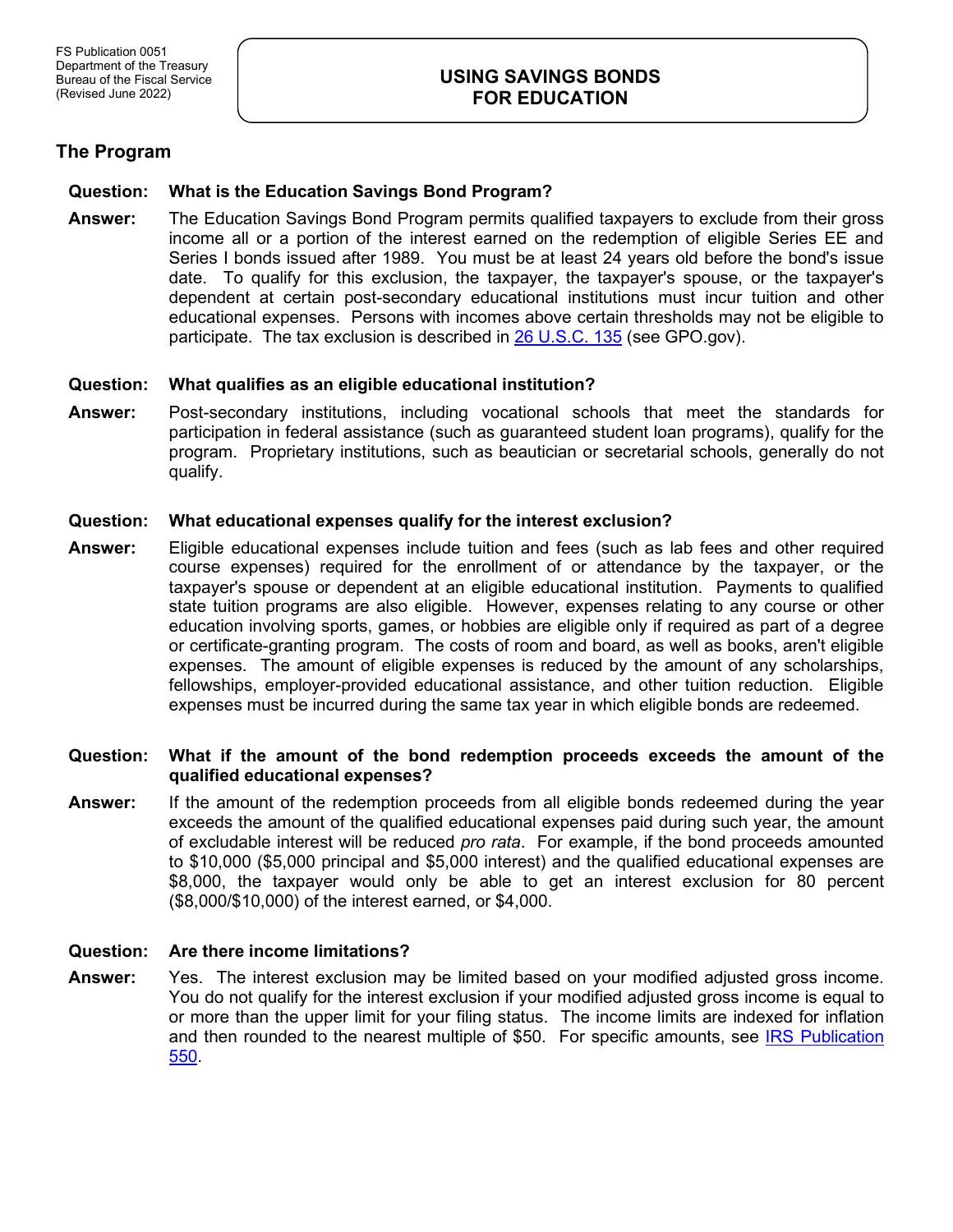FS Publication 0051
Department of the Treasury
Bureau of the Fiscal Service
(Revised June 2022)

# USING SAVINGS BONDS FOR EDUCATION

## The Program

**Question: What is the Education Savings Bond Program?**

**Answer:** The Education Savings Bond Program permits qualified taxpayers to exclude from their gross income all or a portion of the interest earned on the redemption of eligible Series EE and Series I bonds issued after 1989. You must be at least 24 years old before the bond's issue date. To qualify for this exclusion, the taxpayer, the taxpayer's spouse, or the taxpayer's dependent at certain post-secondary educational institutions must incur tuition and other educational expenses. Persons with incomes above certain thresholds may not be eligible to participate. The tax exclusion is described in [26 U.S.C. 135](#) (see GPO.gov).

**Question: What qualifies as an eligible educational institution?**

**Answer:** Post-secondary institutions, including vocational schools that meet the standards for participation in federal assistance (such as guaranteed student loan programs), qualify for the program. Proprietary institutions, such as beautician or secretarial schools, generally do not qualify.

**Question: What educational expenses qualify for the interest exclusion?**

**Answer:** Eligible educational expenses include tuition and fees (such as lab fees and other required course expenses) required for the enrollment of or attendance by the taxpayer, or the taxpayer's spouse or dependent at an eligible educational institution. Payments to qualified state tuition programs are also eligible. However, expenses relating to any course or other education involving sports, games, or hobbies are eligible only if required as part of a degree or certificate-granting program. The costs of room and board, as well as books, aren't eligible expenses. The amount of eligible expenses is reduced by the amount of any scholarships, fellowships, employer-provided educational assistance, and other tuition reduction. Eligible expenses must be incurred during the same tax year in which eligible bonds are redeemed.

**Question: What if the amount of the bond redemption proceeds exceeds the amount of the qualified educational expenses?**

**Answer:** If the amount of the redemption proceeds from all eligible bonds redeemed during the year exceeds the amount of the qualified educational expenses paid during such year, the amount of excludable interest will be reduced *pro rata*. For example, if the bond proceeds amounted to $10,000 ($5,000 principal and $5,000 interest) and the qualified educational expenses are $8,000, the taxpayer would only be able to get an interest exclusion for 80 percent ($8,000/$10,000) of the interest earned, or $4,000.

**Question: Are there income limitations?**

**Answer:** Yes. The interest exclusion may be limited based on your modified adjusted gross income. You do not qualify for the interest exclusion if your modified adjusted gross income is equal to or more than the upper limit for your filing status. The income limits are indexed for inflation and then rounded to the nearest multiple of $50. For specific amounts, see [IRS Publication 550](#).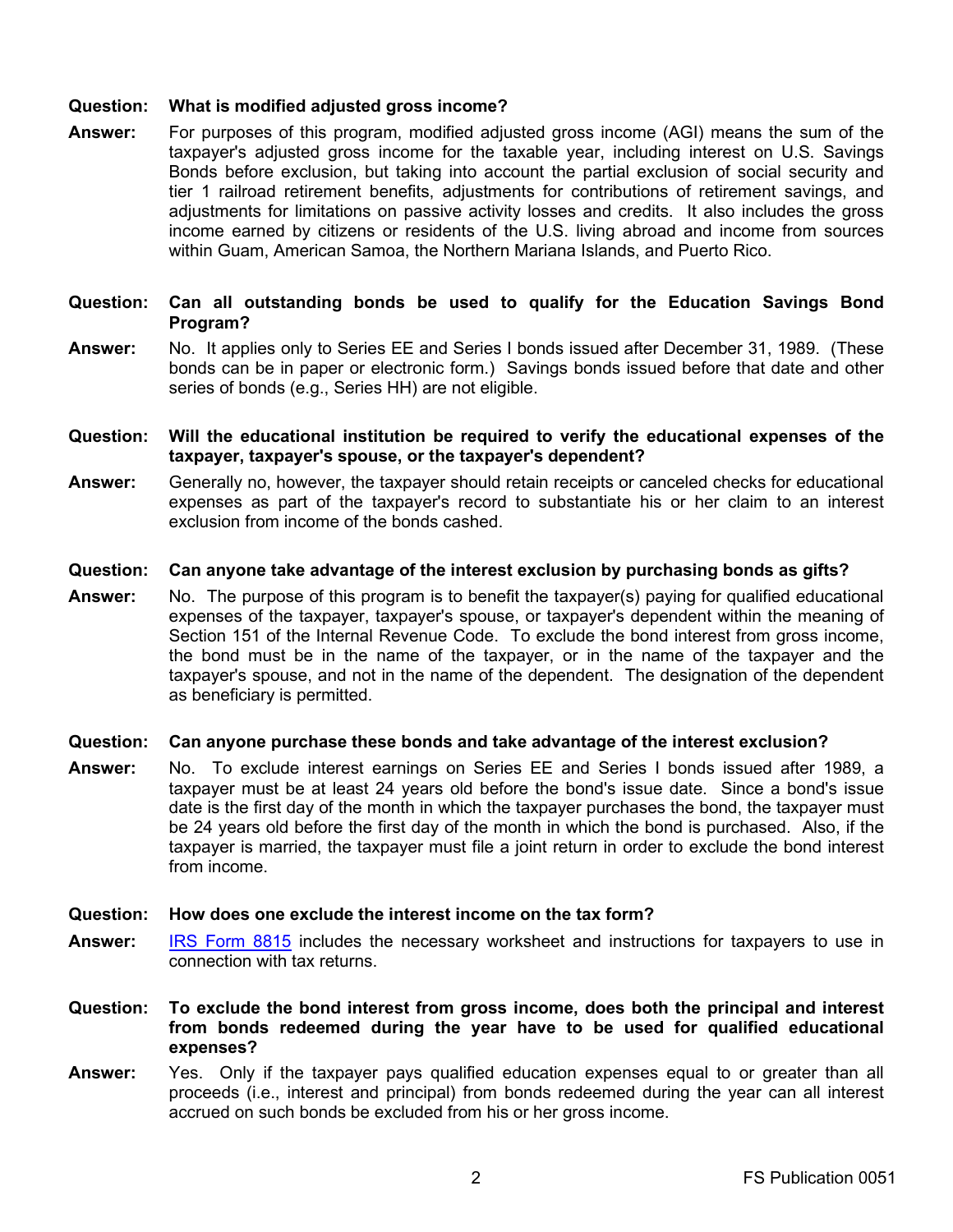**Question: What is modified adjusted gross income?**

**Answer:** For purposes of this program, modified adjusted gross income (AGI) means the sum of the taxpayer's adjusted gross income for the taxable year, including interest on U.S. Savings Bonds before exclusion, but taking into account the partial exclusion of social security and tier 1 railroad retirement benefits, adjustments for contributions of retirement savings, and adjustments for limitations on passive activity losses and credits. It also includes the gross income earned by citizens or residents of the U.S. living abroad and income from sources within Guam, American Samoa, the Northern Mariana Islands, and Puerto Rico.

**Question: Can all outstanding bonds be used to qualify for the Education Savings Bond Program?**

**Answer:** No. It applies only to Series EE and Series I bonds issued after December 31, 1989. (These bonds can be in paper or electronic form.) Savings bonds issued before that date and other series of bonds (e.g., Series HH) are not eligible.

**Question: Will the educational institution be required to verify the educational expenses of the taxpayer, taxpayer's spouse, or the taxpayer's dependent?**

**Answer:** Generally no, however, the taxpayer should retain receipts or canceled checks for educational expenses as part of the taxpayer's record to substantiate his or her claim to an interest exclusion from income of the bonds cashed.

**Question: Can anyone take advantage of the interest exclusion by purchasing bonds as gifts?**

**Answer:** No. The purpose of this program is to benefit the taxpayer(s) paying for qualified educational expenses of the taxpayer, taxpayer's spouse, or taxpayer's dependent within the meaning of Section 151 of the Internal Revenue Code. To exclude the bond interest from gross income, the bond must be in the name of the taxpayer, or in the name of the taxpayer and the taxpayer's spouse, and not in the name of the dependent. The designation of the dependent as beneficiary is permitted.

**Question: Can anyone purchase these bonds and take advantage of the interest exclusion?**

**Answer:** No. To exclude interest earnings on Series EE and Series I bonds issued after 1989, a taxpayer must be at least 24 years old before the bond's issue date. Since a bond's issue date is the first day of the month in which the taxpayer purchases the bond, the taxpayer must be 24 years old before the first day of the month in which the bond is purchased. Also, if the taxpayer is married, the taxpayer must file a joint return in order to exclude the bond interest from income.

**Question: How does one exclude the interest income on the tax form?**

**Answer:** IRS Form 8815 includes the necessary worksheet and instructions for taxpayers to use in connection with tax returns.

**Question: To exclude the bond interest from gross income, does both the principal and interest from bonds redeemed during the year have to be used for qualified educational expenses?**

**Answer:** Yes. Only if the taxpayer pays qualified education expenses equal to or greater than all proceeds (i.e., interest and principal) from bonds redeemed during the year can all interest accrued on such bonds be excluded from his or her gross income.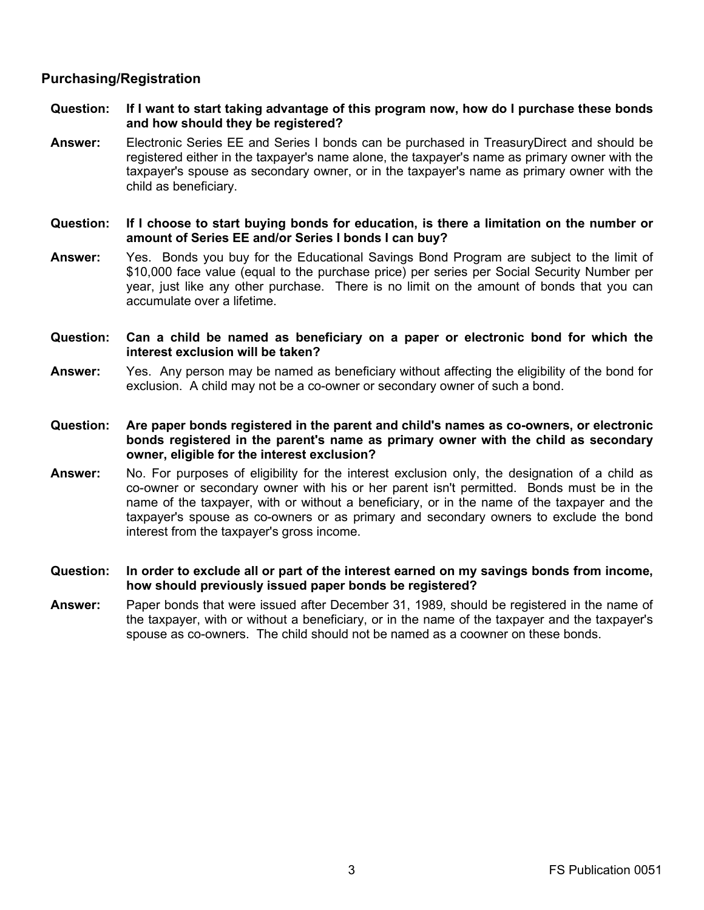## Purchasing/Registration

**Question: If I want to start taking advantage of this program now, how do I purchase these bonds and how should they be registered?**

**Answer:** Electronic Series EE and Series I bonds can be purchased in TreasuryDirect and should be registered either in the taxpayer's name alone, the taxpayer's name as primary owner with the taxpayer's spouse as secondary owner, or in the taxpayer's name as primary owner with the child as beneficiary.

**Question: If I choose to start buying bonds for education, is there a limitation on the number or amount of Series EE and/or Series I bonds I can buy?**

**Answer:** Yes. Bonds you buy for the Educational Savings Bond Program are subject to the limit of $10,000 face value (equal to the purchase price) per series per Social Security Number per year, just like any other purchase. There is no limit on the amount of bonds that you can accumulate over a lifetime.

**Question: Can a child be named as beneficiary on a paper or electronic bond for which the interest exclusion will be taken?**

**Answer:** Yes. Any person may be named as beneficiary without affecting the eligibility of the bond for exclusion. A child may not be a co-owner or secondary owner of such a bond.

**Question: Are paper bonds registered in the parent and child's names as co-owners, or electronic bonds registered in the parent's name as primary owner with the child as secondary owner, eligible for the interest exclusion?**

**Answer:** No. For purposes of eligibility for the interest exclusion only, the designation of a child as co-owner or secondary owner with his or her parent isn't permitted. Bonds must be in the name of the taxpayer, with or without a beneficiary, or in the name of the taxpayer and the taxpayer's spouse as co-owners or as primary and secondary owners to exclude the bond interest from the taxpayer's gross income.

**Question: In order to exclude all or part of the interest earned on my savings bonds from income, how should previously issued paper bonds be registered?**

**Answer:** Paper bonds that were issued after December 31, 1989, should be registered in the name of the taxpayer, with or without a beneficiary, or in the name of the taxpayer and the taxpayer's spouse as co-owners. The child should not be named as a coowner on these bonds.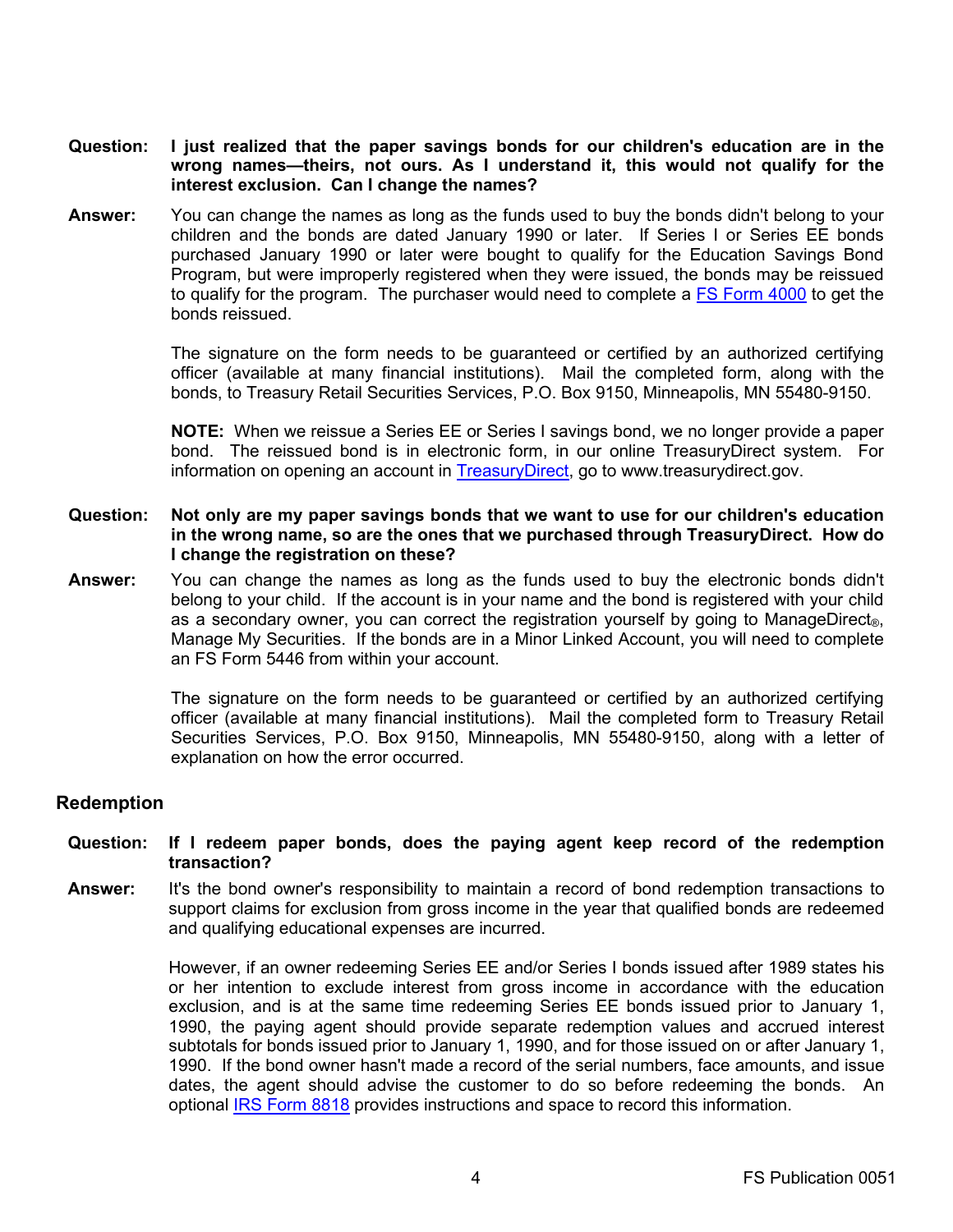**Question:** **I just realized that the paper savings bonds for our children's education are in the wrong names—theirs, not ours. As I understand it, this would not qualify for the interest exclusion. Can I change the names?**

**Answer:** You can change the names as long as the funds used to buy the bonds didn't belong to your children and the bonds are dated January 1990 or later. If Series I or Series EE bonds purchased January 1990 or later were bought to qualify for the Education Savings Bond Program, but were improperly registered when they were issued, the bonds may be reissued to qualify for the program. The purchaser would need to complete a FS Form 4000 to get the bonds reissued.

The signature on the form needs to be guaranteed or certified by an authorized certifying officer (available at many financial institutions). Mail the completed form, along with the bonds, to Treasury Retail Securities Services, P.O. Box 9150, Minneapolis, MN 55480-9150.

**NOTE:** When we reissue a Series EE or Series I savings bond, we no longer provide a paper bond. The reissued bond is in electronic form, in our online TreasuryDirect system. For information on opening an account in TreasuryDirect, go to www.treasurydirect.gov.

**Question:** **Not only are my paper savings bonds that we want to use for our children's education in the wrong name, so are the ones that we purchased through TreasuryDirect. How do I change the registration on these?**

**Answer:** You can change the names as long as the funds used to buy the electronic bonds didn't belong to your child. If the account is in your name and the bond is registered with your child as a secondary owner, you can correct the registration yourself by going to ManageDirect®, Manage My Securities. If the bonds are in a Minor Linked Account, you will need to complete an FS Form 5446 from within your account.

The signature on the form needs to be guaranteed or certified by an authorized certifying officer (available at many financial institutions). Mail the completed form to Treasury Retail Securities Services, P.O. Box 9150, Minneapolis, MN 55480-9150, along with a letter of explanation on how the error occurred.

## Redemption

**Question:** **If I redeem paper bonds, does the paying agent keep record of the redemption transaction?**

**Answer:** It's the bond owner's responsibility to maintain a record of bond redemption transactions to support claims for exclusion from gross income in the year that qualified bonds are redeemed and qualifying educational expenses are incurred.

However, if an owner redeeming Series EE and/or Series I bonds issued after 1989 states his or her intention to exclude interest from gross income in accordance with the education exclusion, and is at the same time redeeming Series EE bonds issued prior to January 1, 1990, the paying agent should provide separate redemption values and accrued interest subtotals for bonds issued prior to January 1, 1990, and for those issued on or after January 1, 1990. If the bond owner hasn't made a record of the serial numbers, face amounts, and issue dates, the agent should advise the customer to do so before redeeming the bonds. An optional IRS Form 8818 provides instructions and space to record this information.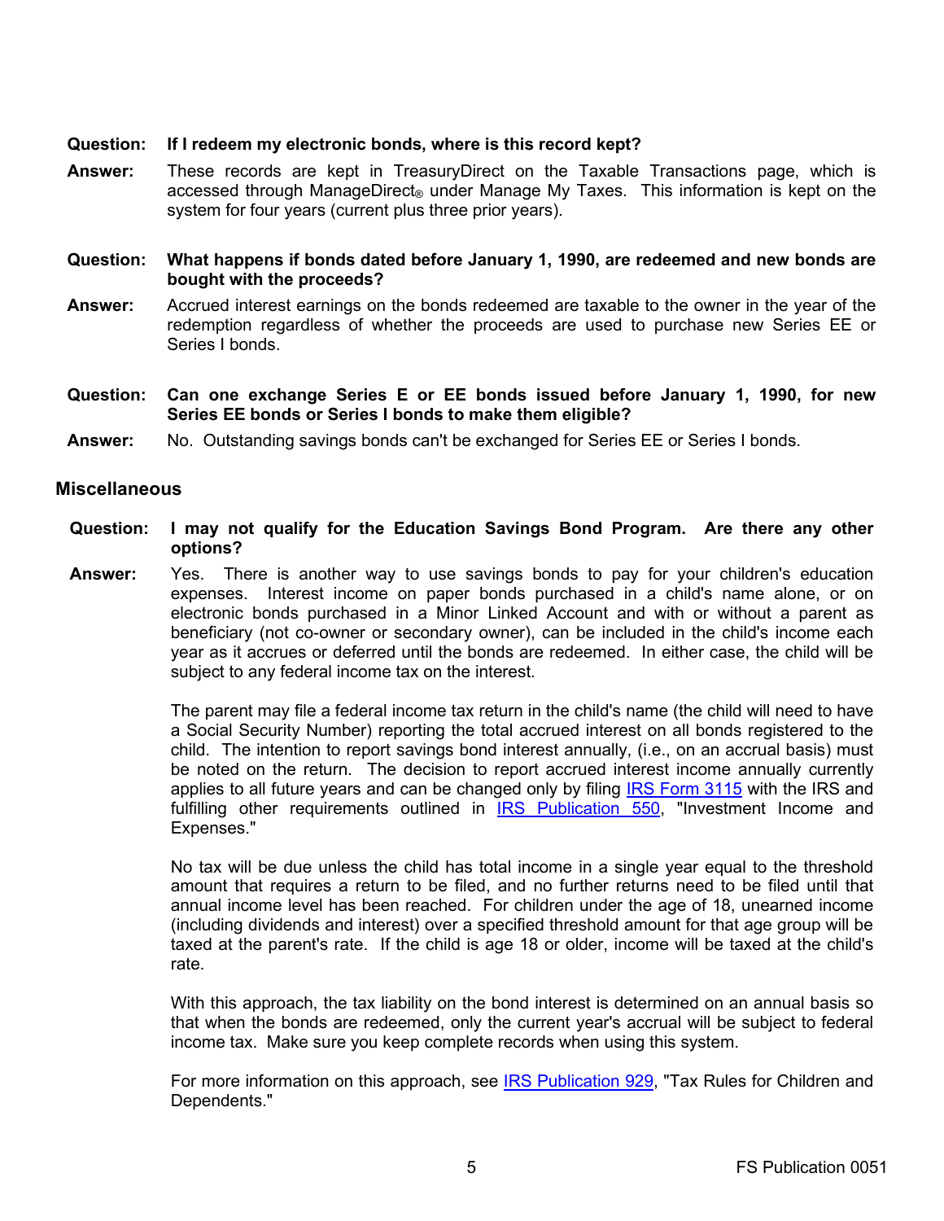**Question:** **If I redeem my electronic bonds, where is this record kept?**

**Answer:** These records are kept in TreasuryDirect on the Taxable Transactions page, which is accessed through ManageDirect® under Manage My Taxes. This information is kept on the system for four years (current plus three prior years).

**Question:** **What happens if bonds dated before January 1, 1990, are redeemed and new bonds are bought with the proceeds?**

**Answer:** Accrued interest earnings on the bonds redeemed are taxable to the owner in the year of the redemption regardless of whether the proceeds are used to purchase new Series EE or Series I bonds.

**Question:** **Can one exchange Series E or EE bonds issued before January 1, 1990, for new Series EE bonds or Series I bonds to make them eligible?**

**Answer:** No. Outstanding savings bonds can't be exchanged for Series EE or Series I bonds.

## Miscellaneous

**Question:** **I may not qualify for the Education Savings Bond Program. Are there any other options?**

**Answer:** Yes. There is another way to use savings bonds to pay for your children's education expenses. Interest income on paper bonds purchased in a child's name alone, or on electronic bonds purchased in a Minor Linked Account and with or without a parent as beneficiary (not co-owner or secondary owner), can be included in the child's income each year as it accrues or deferred until the bonds are redeemed. In either case, the child will be subject to any federal income tax on the interest.

The parent may file a federal income tax return in the child's name (the child will need to have a Social Security Number) reporting the total accrued interest on all bonds registered to the child. The intention to report savings bond interest annually, (i.e., on an accrual basis) must be noted on the return. The decision to report accrued interest income annually currently applies to all future years and can be changed only by filing IRS Form 3115 with the IRS and fulfilling other requirements outlined in IRS Publication 550, "Investment Income and Expenses."

No tax will be due unless the child has total income in a single year equal to the threshold amount that requires a return to be filed, and no further returns need to be filed until that annual income level has been reached. For children under the age of 18, unearned income (including dividends and interest) over a specified threshold amount for that age group will be taxed at the parent's rate. If the child is age 18 or older, income will be taxed at the child's rate.

With this approach, the tax liability on the bond interest is determined on an annual basis so that when the bonds are redeemed, only the current year's accrual will be subject to federal income tax. Make sure you keep complete records when using this system.

For more information on this approach, see IRS Publication 929, "Tax Rules for Children and Dependents."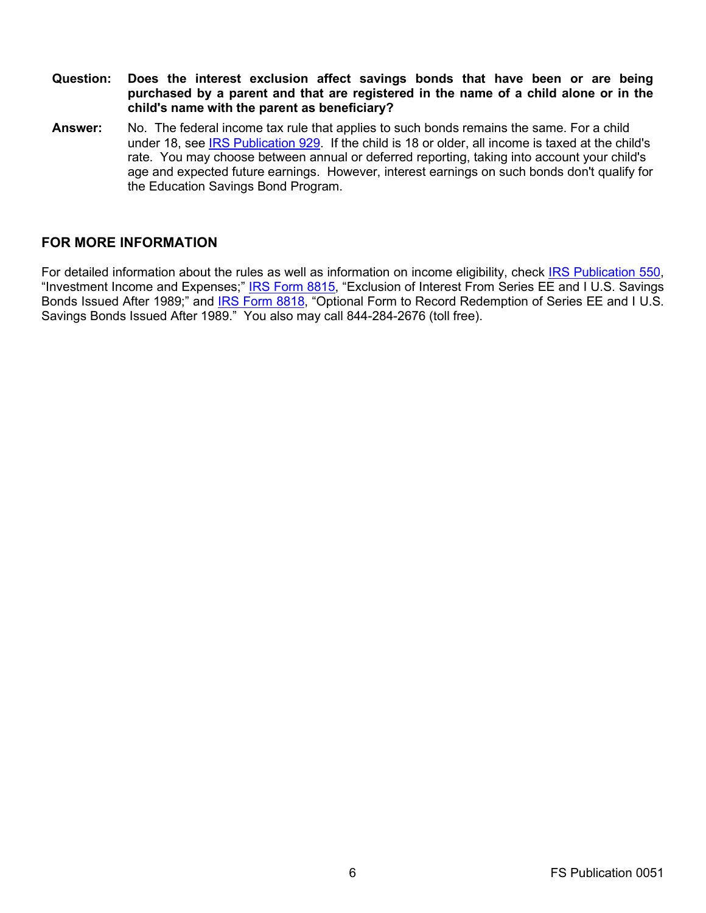**Question:** **Does the interest exclusion affect savings bonds that have been or are being purchased by a parent and that are registered in the name of a child alone or in the child's name with the parent as beneficiary?**

**Answer:** No. The federal income tax rule that applies to such bonds remains the same. For a child under 18, see IRS Publication 929. If the child is 18 or older, all income is taxed at the child's rate. You may choose between annual or deferred reporting, taking into account your child's age and expected future earnings. However, interest earnings on such bonds don't qualify for the Education Savings Bond Program.

## FOR MORE INFORMATION

For detailed information about the rules as well as information on income eligibility, check IRS Publication 550, "Investment Income and Expenses;" IRS Form 8815, "Exclusion of Interest From Series EE and I U.S. Savings Bonds Issued After 1989;" and IRS Form 8818, "Optional Form to Record Redemption of Series EE and I U.S. Savings Bonds Issued After 1989." You also may call 844-284-2676 (toll free).